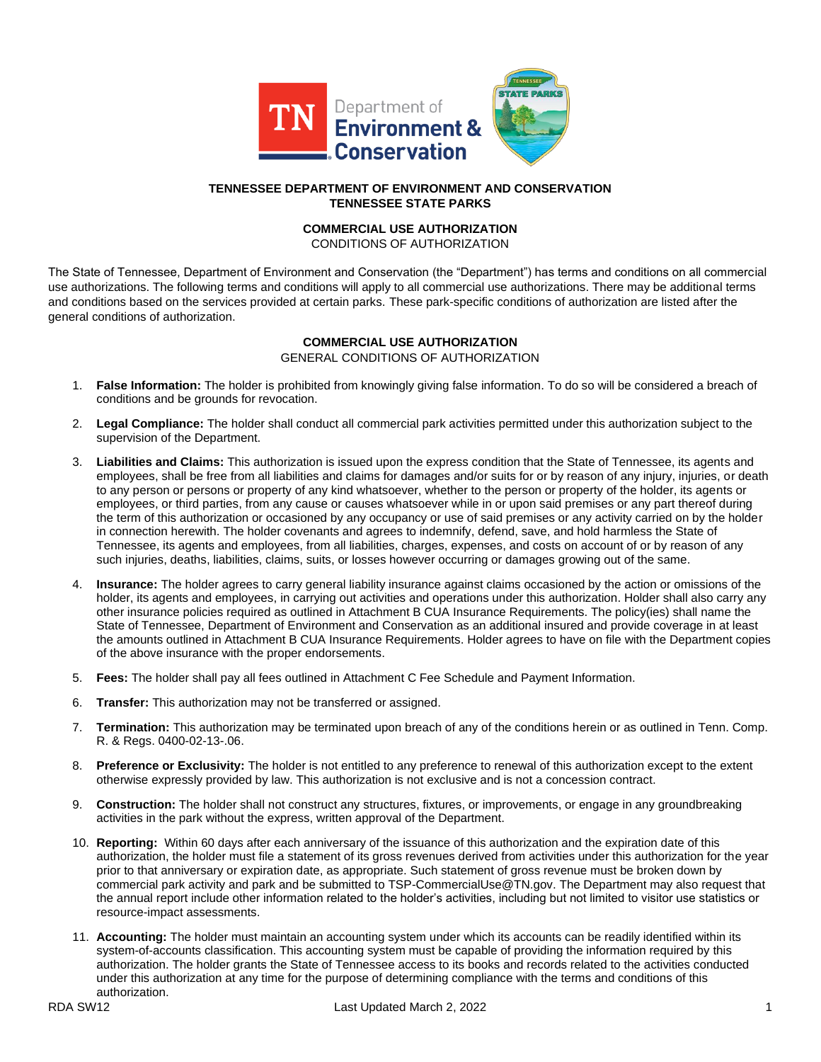**TENNESSEE DEPARTMENT OF ENVIRONMENT AND CONSERVATION**
**TENNESSEE STATE PARKS**

# COMMERCIAL USE AUTHORIZATION

CONDITIONS OF AUTHORIZATION

The State of Tennessee, Department of Environment and Conservation (the "Department") has terms and conditions on all commercial use authorizations. The following terms and conditions will apply to all commercial use authorizations. There may be additional terms and conditions based on the services provided at certain parks. These park-specific conditions of authorization are listed after the general conditions of authorization.

## COMMERCIAL USE AUTHORIZATION

GENERAL CONDITIONS OF AUTHORIZATION

1. **False Information:** The holder is prohibited from knowingly giving false information. To do so will be considered a breach of conditions and be grounds for revocation.

2. **Legal Compliance:** The holder shall conduct all commercial park activities permitted under this authorization subject to the supervision of the Department.

3. **Liabilities and Claims:** This authorization is issued upon the express condition that the State of Tennessee, its agents and employees, shall be free from all liabilities and claims for damages and/or suits for or by reason of any injury, injuries, or death to any person or persons or property of any kind whatsoever, whether to the person or property of the holder, its agents or employees, or third parties, from any cause or causes whatsoever while in or upon said premises or any part thereof during the term of this authorization or occasioned by any occupancy or use of said premises or any activity carried on by the holder in connection herewith. The holder covenants and agrees to indemnify, defend, save, and hold harmless the State of Tennessee, its agents and employees, from all liabilities, charges, expenses, and costs on account of or by reason of any such injuries, deaths, liabilities, claims, suits, or losses however occurring or damages growing out of the same.

4. **Insurance:** The holder agrees to carry general liability insurance against claims occasioned by the action or omissions of the holder, its agents and employees, in carrying out activities and operations under this authorization. Holder shall also carry any other insurance policies required as outlined in Attachment B CUA Insurance Requirements. The policy(ies) shall name the State of Tennessee, Department of Environment and Conservation as an additional insured and provide coverage in at least the amounts outlined in Attachment B CUA Insurance Requirements. Holder agrees to have on file with the Department copies of the above insurance with the proper endorsements.

5. **Fees:** The holder shall pay all fees outlined in Attachment C Fee Schedule and Payment Information.

6. **Transfer:** This authorization may not be transferred or assigned.

7. **Termination:** This authorization may be terminated upon breach of any of the conditions herein or as outlined in Tenn. Comp. R. & Regs. 0400-02-13-.06.

8. **Preference or Exclusivity:** The holder is not entitled to any preference to renewal of this authorization except to the extent otherwise expressly provided by law. This authorization is not exclusive and is not a concession contract.

9. **Construction:** The holder shall not construct any structures, fixtures, or improvements, or engage in any groundbreaking activities in the park without the express, written approval of the Department.

10. **Reporting:** Within 60 days after each anniversary of the issuance of this authorization and the expiration date of this authorization, the holder must file a statement of its gross revenues derived from activities under this authorization for the year prior to that anniversary or expiration date, as appropriate. Such statement of gross revenue must be broken down by commercial park activity and park and be submitted to TSP-CommercialUse@TN.gov. The Department may also request that the annual report include other information related to the holder's activities, including but not limited to visitor use statistics or resource-impact assessments.

11. **Accounting:** The holder must maintain an accounting system under which its accounts can be readily identified within its system-of-accounts classification. This accounting system must be capable of providing the information required by this authorization. The holder grants the State of Tennessee access to its books and records related to the activities conducted under this authorization at any time for the purpose of determining compliance with the terms and conditions of this authorization.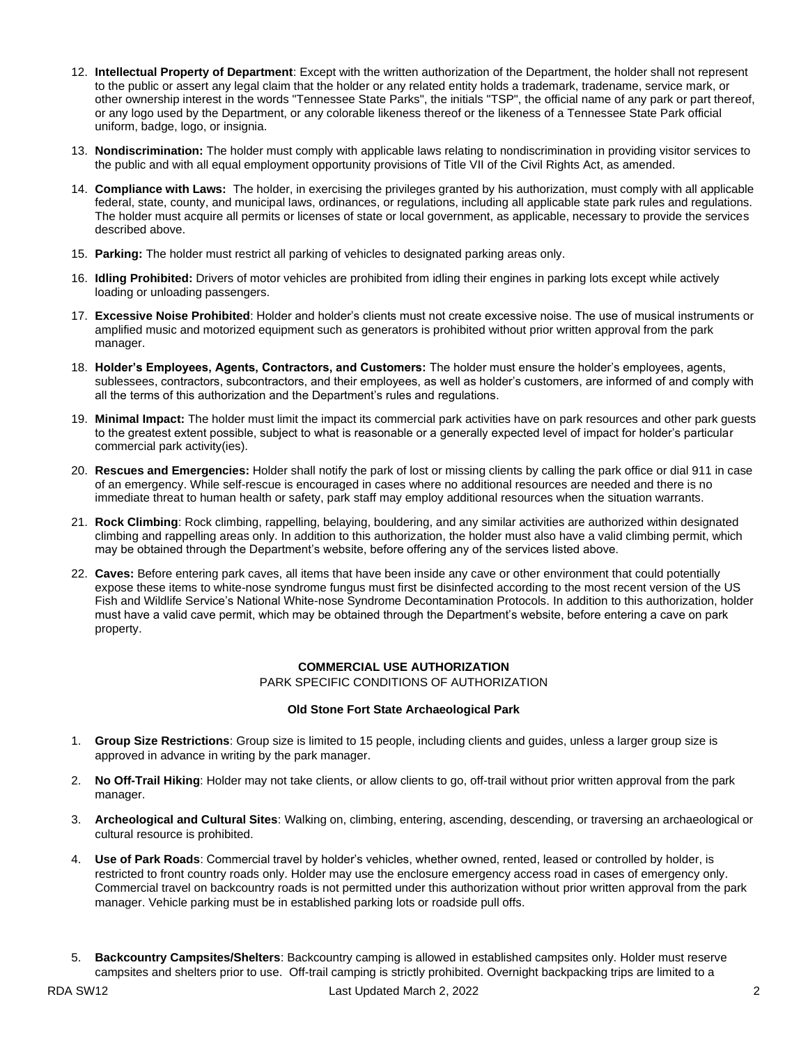12. **Intellectual Property of Department**: Except with the written authorization of the Department, the holder shall not represent to the public or assert any legal claim that the holder or any related entity holds a trademark, tradename, service mark, or other ownership interest in the words "Tennessee State Parks", the initials "TSP", the official name of any park or part thereof, or any logo used by the Department, or any colorable likeness thereof or the likeness of a Tennessee State Park official uniform, badge, logo, or insignia.

13. **Nondiscrimination:** The holder must comply with applicable laws relating to nondiscrimination in providing visitor services to the public and with all equal employment opportunity provisions of Title VII of the Civil Rights Act, as amended.

14. **Compliance with Laws:** The holder, in exercising the privileges granted by his authorization, must comply with all applicable federal, state, county, and municipal laws, ordinances, or regulations, including all applicable state park rules and regulations. The holder must acquire all permits or licenses of state or local government, as applicable, necessary to provide the services described above.

15. **Parking:** The holder must restrict all parking of vehicles to designated parking areas only.

16. **Idling Prohibited:** Drivers of motor vehicles are prohibited from idling their engines in parking lots except while actively loading or unloading passengers.

17. **Excessive Noise Prohibited**: Holder and holder's clients must not create excessive noise. The use of musical instruments or amplified music and motorized equipment such as generators is prohibited without prior written approval from the park manager.

18. **Holder's Employees, Agents, Contractors, and Customers:** The holder must ensure the holder's employees, agents, sublessees, contractors, subcontractors, and their employees, as well as holder's customers, are informed of and comply with all the terms of this authorization and the Department's rules and regulations.

19. **Minimal Impact:** The holder must limit the impact its commercial park activities have on park resources and other park guests to the greatest extent possible, subject to what is reasonable or a generally expected level of impact for holder's particular commercial park activity(ies).

20. **Rescues and Emergencies:** Holder shall notify the park of lost or missing clients by calling the park office or dial 911 in case of an emergency. While self-rescue is encouraged in cases where no additional resources are needed and there is no immediate threat to human health or safety, park staff may employ additional resources when the situation warrants.

21. **Rock Climbing**: Rock climbing, rappelling, belaying, bouldering, and any similar activities are authorized within designated climbing and rappelling areas only. In addition to this authorization, the holder must also have a valid climbing permit, which may be obtained through the Department's website, before offering any of the services listed above.

22. **Caves:** Before entering park caves, all items that have been inside any cave or other environment that could potentially expose these items to white-nose syndrome fungus must first be disinfected according to the most recent version of the US Fish and Wildlife Service's National White-nose Syndrome Decontamination Protocols. In addition to this authorization, holder must have a valid cave permit, which may be obtained through the Department's website, before entering a cave on park property.

## COMMERCIAL USE AUTHORIZATION

PARK SPECIFIC CONDITIONS OF AUTHORIZATION

### Old Stone Fort State Archaeological Park

1. **Group Size Restrictions**: Group size is limited to 15 people, including clients and guides, unless a larger group size is approved in advance in writing by the park manager.

2. **No Off-Trail Hiking**: Holder may not take clients, or allow clients to go, off-trail without prior written approval from the park manager.

3. **Archeological and Cultural Sites**: Walking on, climbing, entering, ascending, descending, or traversing an archaeological or cultural resource is prohibited.

4. **Use of Park Roads**: Commercial travel by holder's vehicles, whether owned, rented, leased or controlled by holder, is restricted to front country roads only. Holder may use the enclosure emergency access road in cases of emergency only. Commercial travel on backcountry roads is not permitted under this authorization without prior written approval from the park manager. Vehicle parking must be in established parking lots or roadside pull offs.

5. **Backcountry Campsites/Shelters**: Backcountry camping is allowed in established campsites only. Holder must reserve campsites and shelters prior to use. Off-trail camping is strictly prohibited. Overnight backpacking trips are limited to a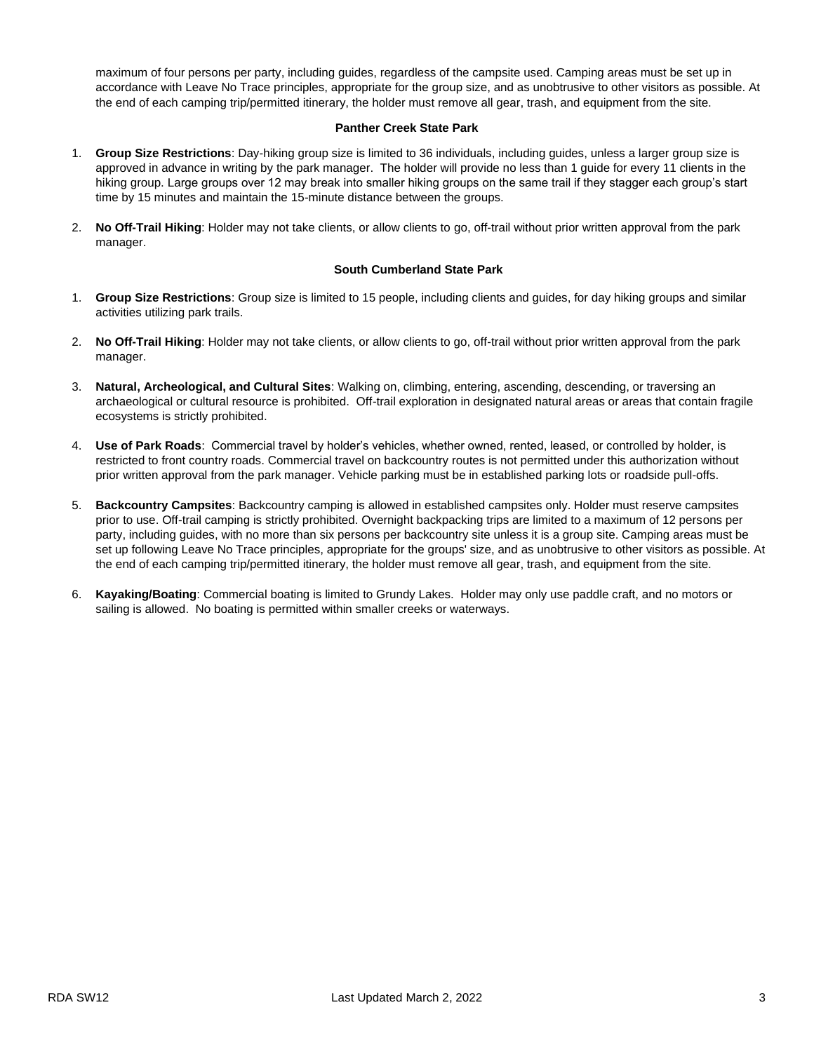maximum of four persons per party, including guides, regardless of the campsite used. Camping areas must be set up in accordance with Leave No Trace principles, appropriate for the group size, and as unobtrusive to other visitors as possible. At the end of each camping trip/permitted itinerary, the holder must remove all gear, trash, and equipment from the site.

### Panther Creek State Park

1. **Group Size Restrictions**: Day-hiking group size is limited to 36 individuals, including guides, unless a larger group size is approved in advance in writing by the park manager. The holder will provide no less than 1 guide for every 11 clients in the hiking group. Large groups over 12 may break into smaller hiking groups on the same trail if they stagger each group's start time by 15 minutes and maintain the 15-minute distance between the groups.

2. **No Off-Trail Hiking**: Holder may not take clients, or allow clients to go, off-trail without prior written approval from the park manager.

### South Cumberland State Park

1. **Group Size Restrictions**: Group size is limited to 15 people, including clients and guides, for day hiking groups and similar activities utilizing park trails.

2. **No Off-Trail Hiking**: Holder may not take clients, or allow clients to go, off-trail without prior written approval from the park manager.

3. **Natural, Archeological, and Cultural Sites**: Walking on, climbing, entering, ascending, descending, or traversing an archaeological or cultural resource is prohibited. Off-trail exploration in designated natural areas or areas that contain fragile ecosystems is strictly prohibited.

4. **Use of Park Roads**: Commercial travel by holder's vehicles, whether owned, rented, leased, or controlled by holder, is restricted to front country roads. Commercial travel on backcountry routes is not permitted under this authorization without prior written approval from the park manager. Vehicle parking must be in established parking lots or roadside pull-offs.

5. **Backcountry Campsites**: Backcountry camping is allowed in established campsites only. Holder must reserve campsites prior to use. Off-trail camping is strictly prohibited. Overnight backpacking trips are limited to a maximum of 12 persons per party, including guides, with no more than six persons per backcountry site unless it is a group site. Camping areas must be set up following Leave No Trace principles, appropriate for the groups' size, and as unobtrusive to other visitors as possible. At the end of each camping trip/permitted itinerary, the holder must remove all gear, trash, and equipment from the site.

6. **Kayaking/Boating**: Commercial boating is limited to Grundy Lakes. Holder may only use paddle craft, and no motors or sailing is allowed. No boating is permitted within smaller creeks or waterways.